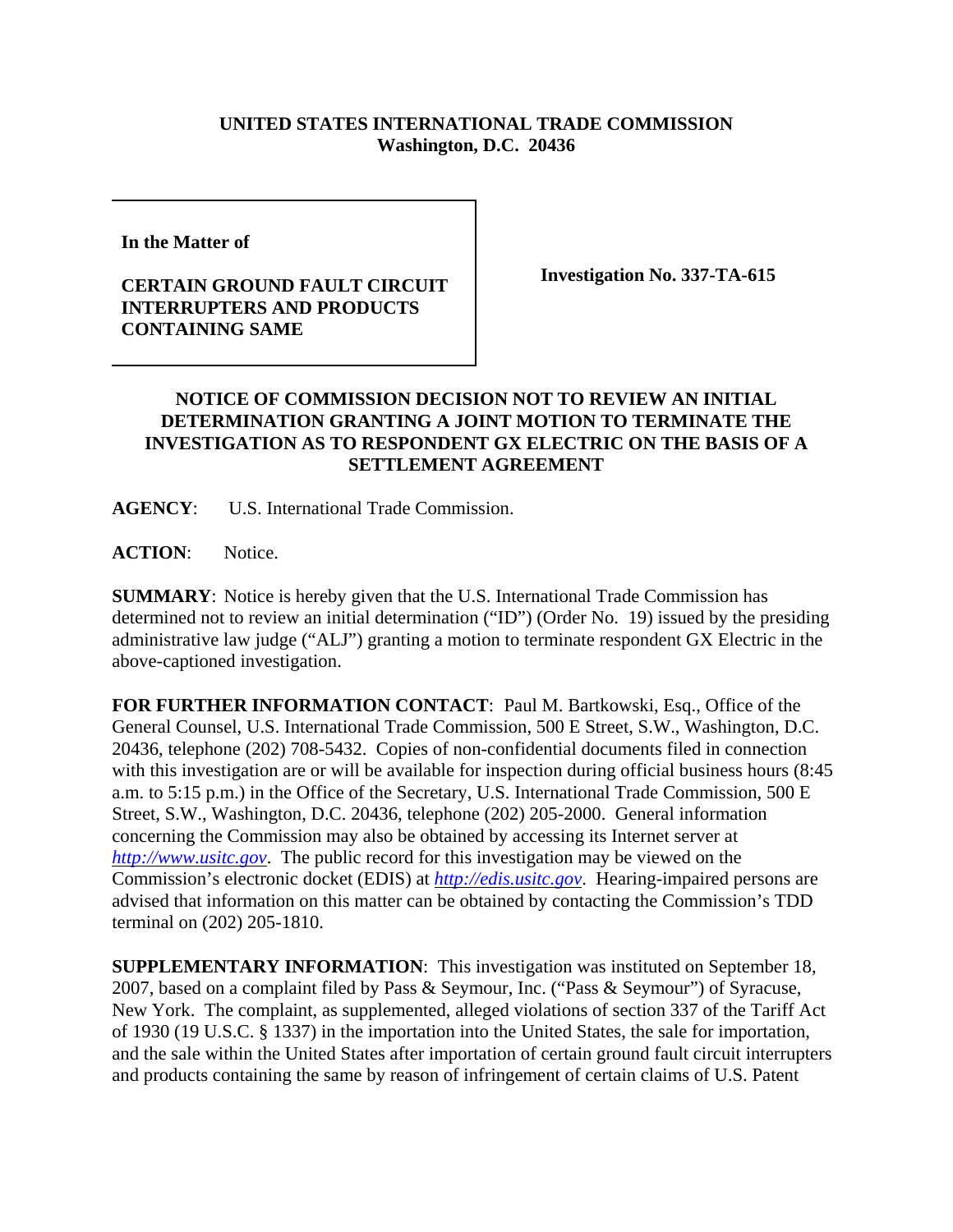**UNITED STATES INTERNATIONAL TRADE COMMISSION**
**Washington, D.C. 20436**

| **In the Matter of**<br><br>**CERTAIN GROUND FAULT CIRCUIT INTERRUPTERS AND PRODUCTS CONTAINING SAME** | **Investigation No. 337-TA-615** |
|---|---|

## NOTICE OF COMMISSION DECISION NOT TO REVIEW AN INITIAL DETERMINATION GRANTING A JOINT MOTION TO TERMINATE THE INVESTIGATION AS TO RESPONDENT GX ELECTRIC ON THE BASIS OF A SETTLEMENT AGREEMENT

**AGENCY**: U.S. International Trade Commission.

**ACTION**: Notice.

**SUMMARY**: Notice is hereby given that the U.S. International Trade Commission has determined not to review an initial determination ("ID") (Order No. 19) issued by the presiding administrative law judge ("ALJ") granting a motion to terminate respondent GX Electric in the above-captioned investigation.

**FOR FURTHER INFORMATION CONTACT**: Paul M. Bartkowski, Esq., Office of the General Counsel, U.S. International Trade Commission, 500 E Street, S.W., Washington, D.C. 20436, telephone (202) 708-5432. Copies of non-confidential documents filed in connection with this investigation are or will be available for inspection during official business hours (8:45 a.m. to 5:15 p.m.) in the Office of the Secretary, U.S. International Trade Commission, 500 E Street, S.W., Washington, D.C. 20436, telephone (202) 205-2000. General information concerning the Commission may also be obtained by accessing its Internet server at *http://www.usitc.gov*. The public record for this investigation may be viewed on the Commission's electronic docket (EDIS) at *http://edis.usitc.gov*. Hearing-impaired persons are advised that information on this matter can be obtained by contacting the Commission's TDD terminal on (202) 205-1810.

**SUPPLEMENTARY INFORMATION**: This investigation was instituted on September 18, 2007, based on a complaint filed by Pass & Seymour, Inc. ("Pass & Seymour") of Syracuse, New York. The complaint, as supplemented, alleged violations of section 337 of the Tariff Act of 1930 (19 U.S.C. § 1337) in the importation into the United States, the sale for importation, and the sale within the United States after importation of certain ground fault circuit interrupters and products containing the same by reason of infringement of certain claims of U.S. Patent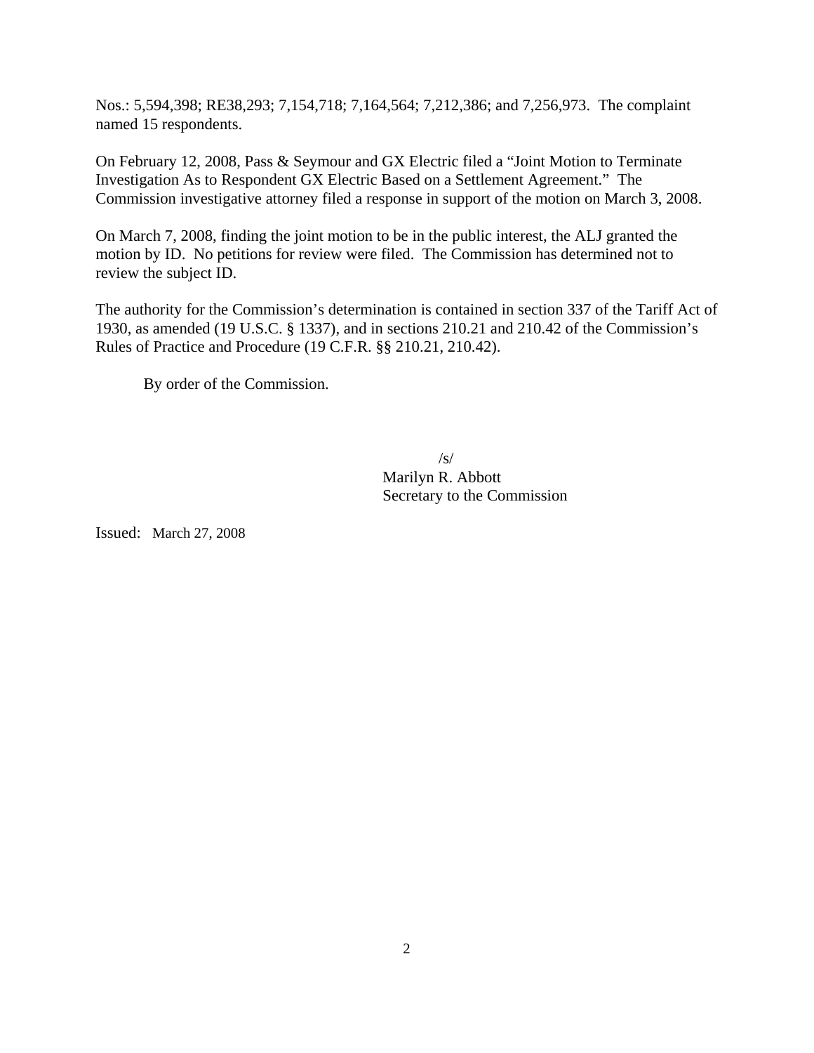Nos.: 5,594,398; RE38,293; 7,154,718; 7,164,564; 7,212,386; and 7,256,973. The complaint named 15 respondents.

On February 12, 2008, Pass & Seymour and GX Electric filed a "Joint Motion to Terminate Investigation As to Respondent GX Electric Based on a Settlement Agreement." The Commission investigative attorney filed a response in support of the motion on March 3, 2008.

On March 7, 2008, finding the joint motion to be in the public interest, the ALJ granted the motion by ID. No petitions for review were filed. The Commission has determined not to review the subject ID.

The authority for the Commission's determination is contained in section 337 of the Tariff Act of 1930, as amended (19 U.S.C. § 1337), and in sections 210.21 and 210.42 of the Commission's Rules of Practice and Procedure (19 C.F.R. §§ 210.21, 210.42).

By order of the Commission.

/s/
Marilyn R. Abbott
Secretary to the Commission

Issued: March 27, 2008